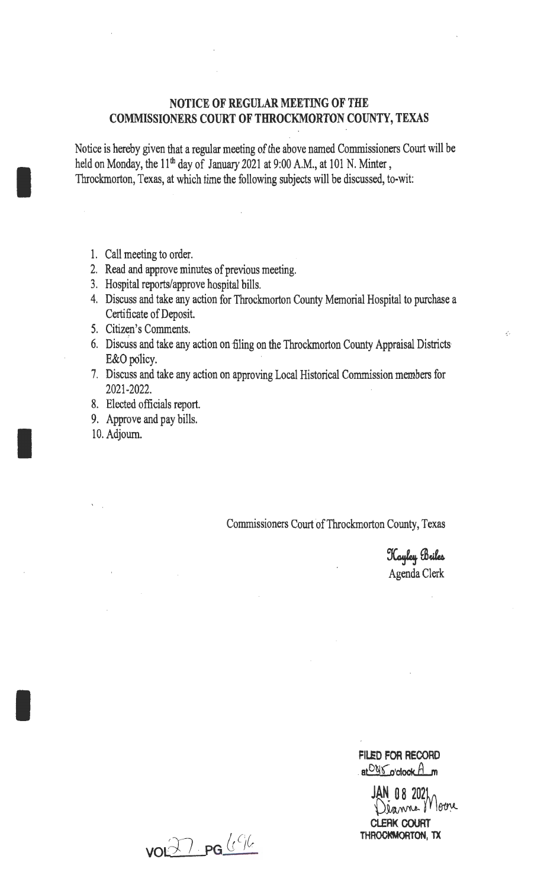# NOTICE OF REGULAR MEETING OF THE COMMISSIONERS COURT OF THROCKMORTON COUNTY, TEXAS

Notice is hereby given that a regular meeting of the above named Commissioners Court will be held on Monday, the 11th day of January 2021 at 9:00 A.M., at 101 N. Minter, Throckmorton, Texas, at which time the following subjects will be discussed, to-wit:

1. Call meeting to order.
2. Read and approve minutes of previous meeting.
3. Hospital reports/approve hospital bills.
4. Discuss and take any action for Throckmorton County Memorial Hospital to purchase a Certificate of Deposit.
5. Citizen's Comments.
6. Discuss and take any action on filing on the Throckmorton County Appraisal Districts E&O policy.
7. Discuss and take any action on approving Local Historical Commission members for 2021-2022.
8. Elected officials report.
9. Approve and pay bills.
10. Adjourn.

Commissioners Court of Throckmorton County, Texas

*Kayley Briles*
Agenda Clerk

**FILED FOR RECORD**
at 0815 o'clock A m

JAN 08 2021
Dianne Moore
**CLERK COURT**
**THROCKMORTON, TX**

VOL 27 PG 696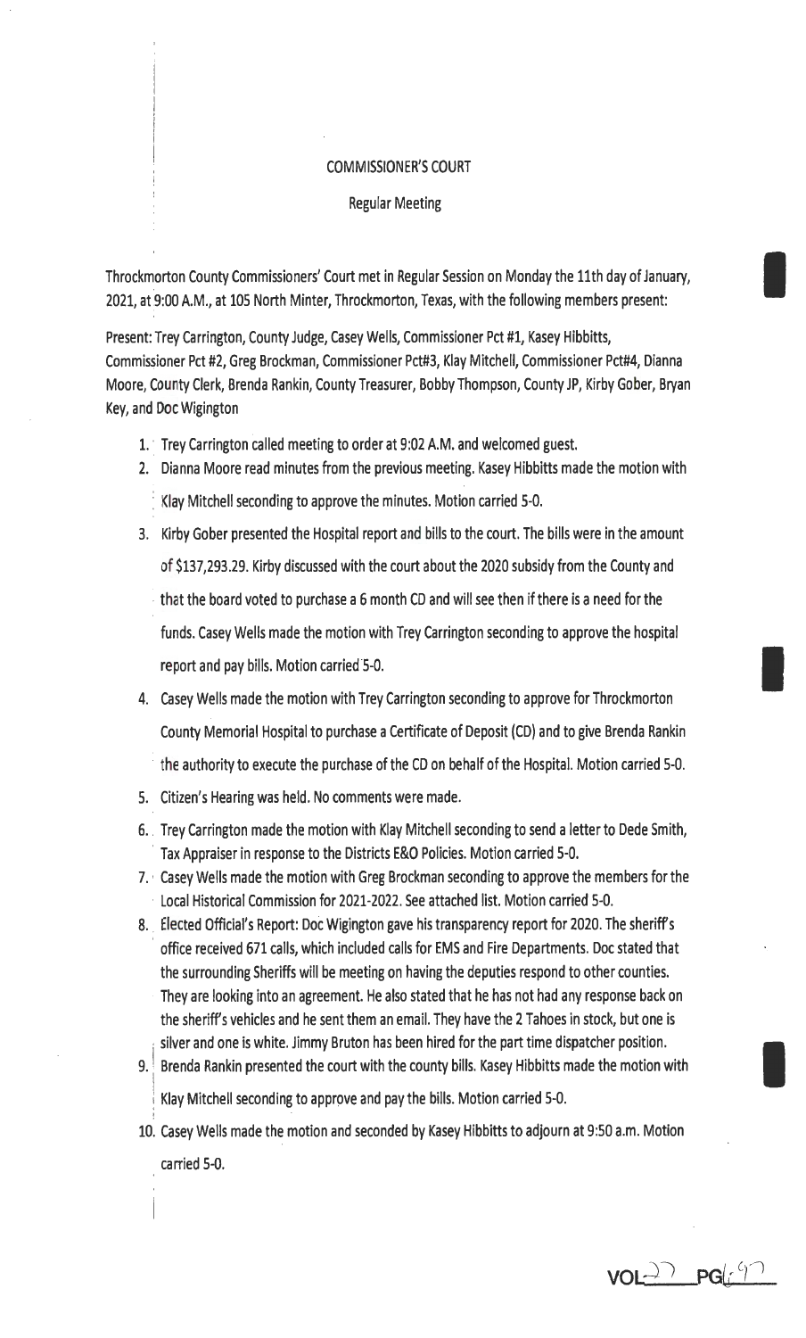# COMMISSIONER'S COURT

## Regular Meeting

Throckmorton County Commissioners' Court met in Regular Session on Monday the 11th day of January, 2021, at 9:00 A.M., at 105 North Minter, Throckmorton, Texas, with the following members present:

Present: Trey Carrington, County Judge, Casey Wells, Commissioner Pct #1, Kasey Hibbitts, Commissioner Pct #2, Greg Brockman, Commissioner Pct#3, Klay Mitchell, Commissioner Pct#4, Dianna Moore, County Clerk, Brenda Rankin, County Treasurer, Bobby Thompson, County JP, Kirby Gober, Bryan Key, and Doc Wigington

1. Trey Carrington called meeting to order at 9:02 A.M. and welcomed guest.
2. Dianna Moore read minutes from the previous meeting. Kasey Hibbitts made the motion with Klay Mitchell seconding to approve the minutes. Motion carried 5-0.
3. Kirby Gober presented the Hospital report and bills to the court. The bills were in the amount of $137,293.29. Kirby discussed with the court about the 2020 subsidy from the County and that the board voted to purchase a 6 month CD and will see then if there is a need for the funds. Casey Wells made the motion with Trey Carrington seconding to approve the hospital report and pay bills. Motion carried 5-0.
4. Casey Wells made the motion with Trey Carrington seconding to approve for Throckmorton County Memorial Hospital to purchase a Certificate of Deposit (CD) and to give Brenda Rankin the authority to execute the purchase of the CD on behalf of the Hospital. Motion carried 5-0.
5. Citizen's Hearing was held. No comments were made.
6. Trey Carrington made the motion with Klay Mitchell seconding to send a letter to Dede Smith, Tax Appraiser in response to the Districts E&O Policies. Motion carried 5-0.
7. Casey Wells made the motion with Greg Brockman seconding to approve the members for the Local Historical Commission for 2021-2022. See attached list. Motion carried 5-0.
8. Elected Official's Report: Doc Wigington gave his transparency report for 2020. The sheriff's office received 671 calls, which included calls for EMS and Fire Departments. Doc stated that the surrounding Sheriffs will be meeting on having the deputies respond to other counties. They are looking into an agreement. He also stated that he has not had any response back on the sheriff's vehicles and he sent them an email. They have the 2 Tahoes in stock, but one is silver and one is white. Jimmy Bruton has been hired for the part time dispatcher position.
9. Brenda Rankin presented the court with the county bills. Kasey Hibbitts made the motion with Klay Mitchell seconding to approve and pay the bills. Motion carried 5-0.
10. Casey Wells made the motion and seconded by Kasey Hibbitts to adjourn at 9:50 a.m. Motion carried 5-0.

VOL 27 PG 697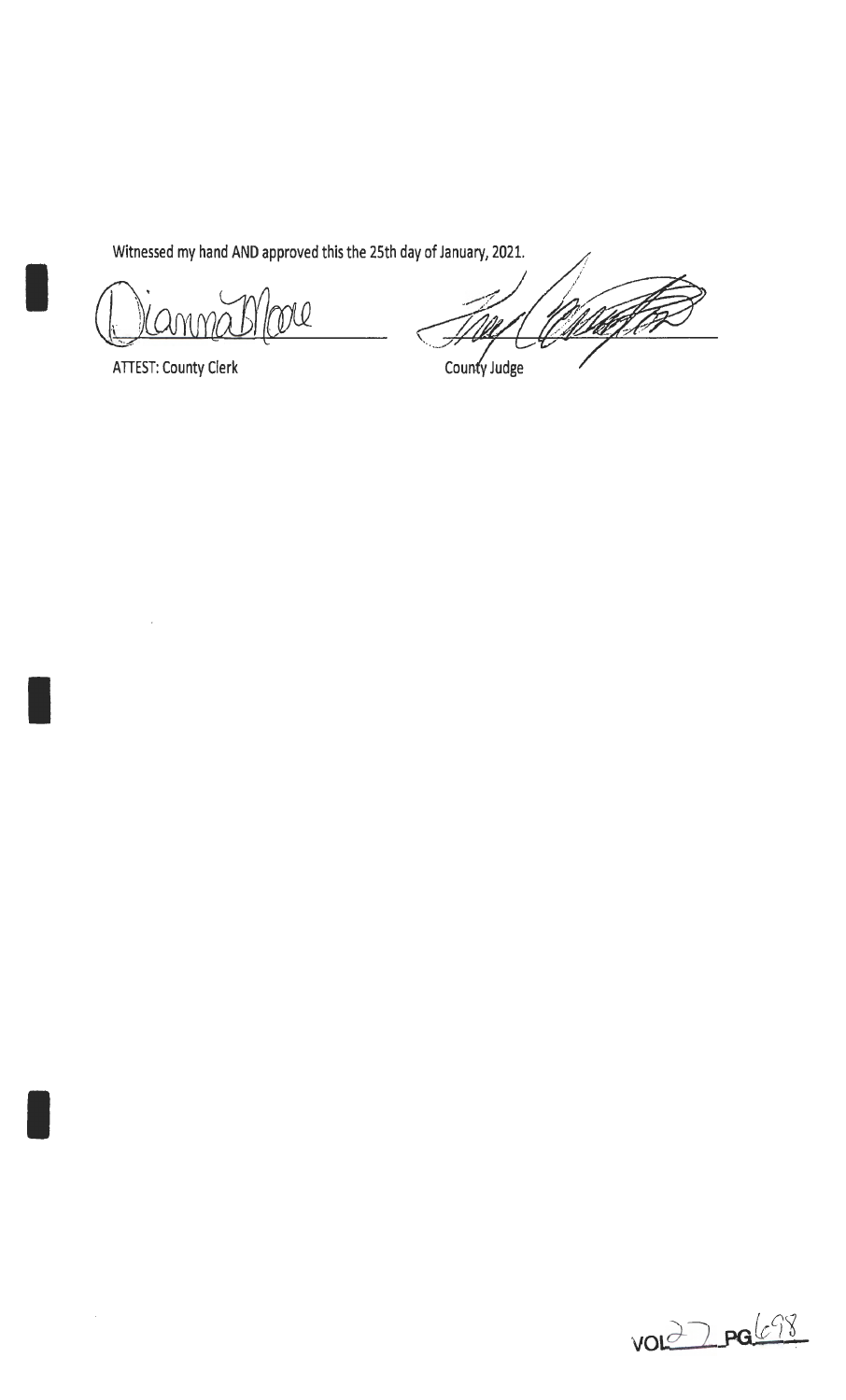Witnessed my hand AND approved this the 25th day of January, 2021.

Dianna B Moore

ATTEST: County Clerk

County Judge

VOL 27 PG 698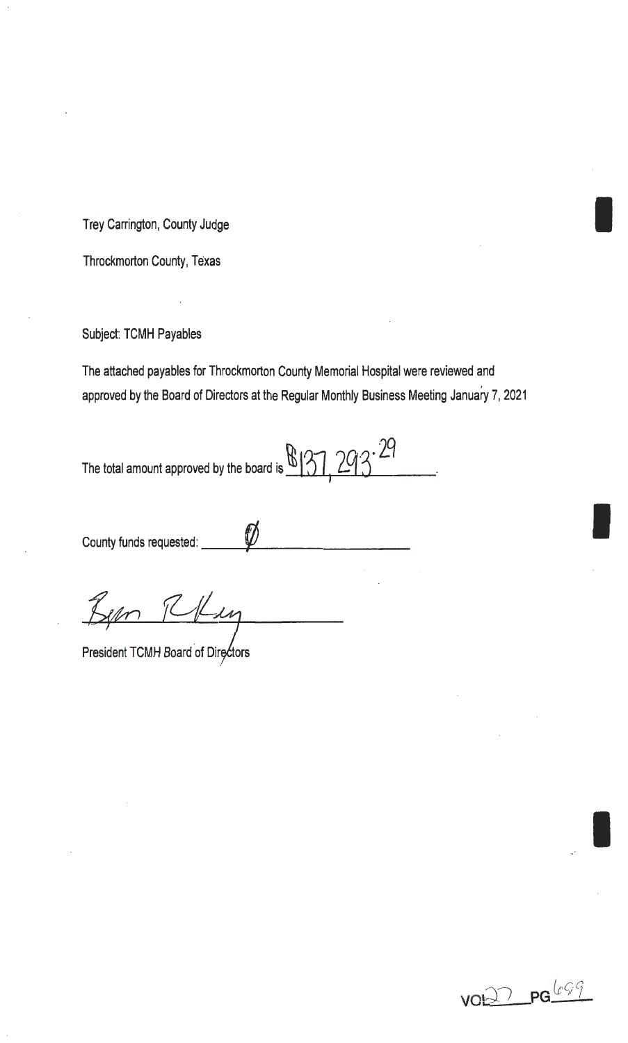Trey Carrington, County Judge

Throckmorton County, Texas

Subject: TCMH Payables

The attached payables for Throckmorton County Memorial Hospital were reviewed and approved by the Board of Directors at the Regular Monthly Business Meeting January 7, 2021

The total amount approved by the board is $137,293.29

County funds requested: Ø

Byron R. King

President TCMH Board of Directors

VOL 27 PG 699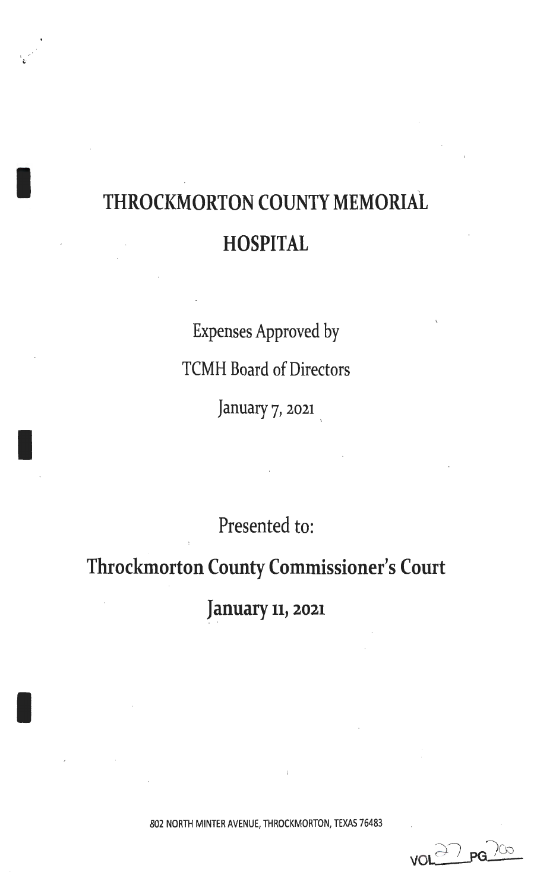# THROCKMORTON COUNTY MEMORIAL HOSPITAL

Expenses Approved by

TCMH Board of Directors

January 7, 2021

Presented to:

## Throckmorton County Commissioner's Court

## January 11, 2021

802 NORTH MINTER AVENUE, THROCKMORTON, TEXAS 76483

VOL 27 PG 700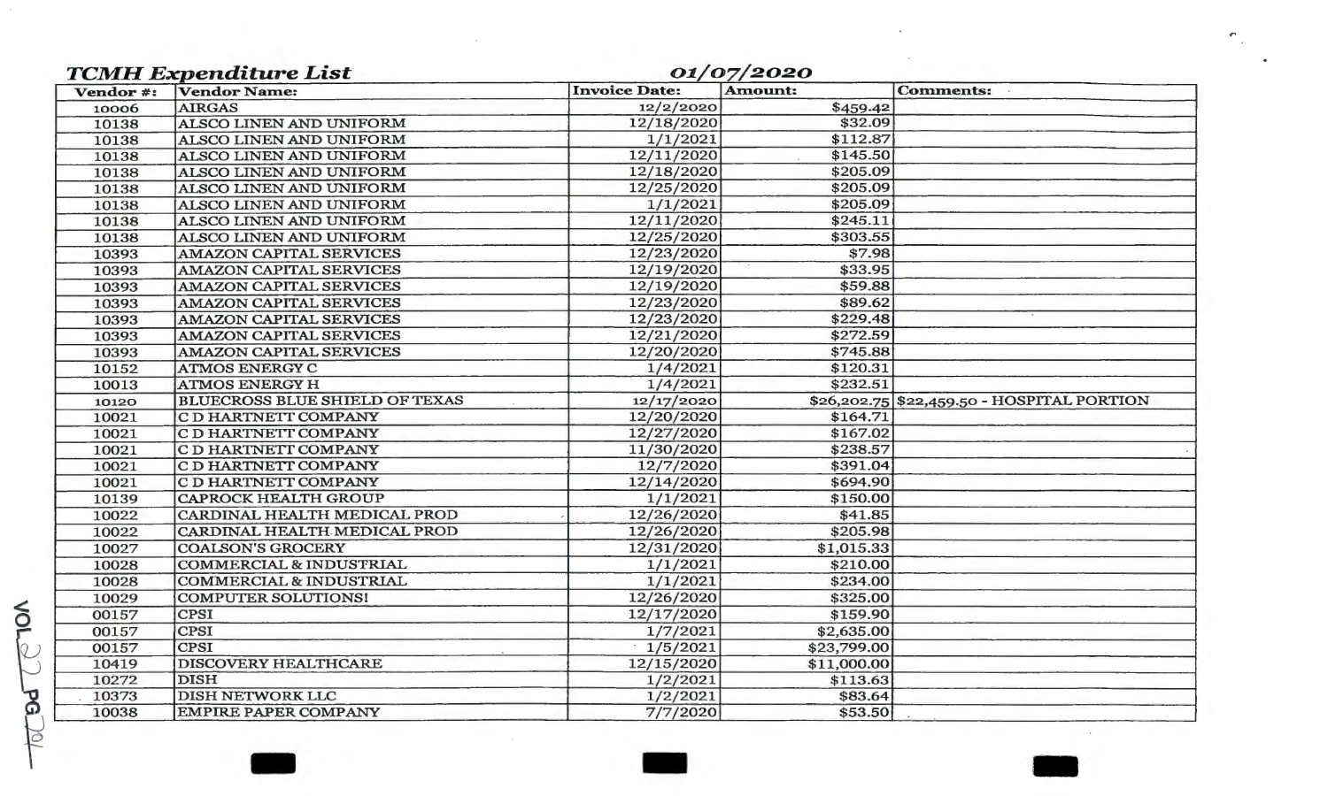## TCMH Expenditure List — 01/07/2020

| Vendor #: | Vendor Name: | Invoice Date: | Amount: | Comments: |
|---|---|---|---|---|
| 10006 | AIRGAS | 12/2/2020 | $459.42 | |
| 10138 | ALSCO LINEN AND UNIFORM | 12/18/2020 | $32.09 | |
| 10138 | ALSCO LINEN AND UNIFORM | 1/1/2021 | $112.87 | |
| 10138 | ALSCO LINEN AND UNIFORM | 12/11/2020 | $145.50 | |
| 10138 | ALSCO LINEN AND UNIFORM | 12/18/2020 | $205.09 | |
| 10138 | ALSCO LINEN AND UNIFORM | 12/25/2020 | $205.09 | |
| 10138 | ALSCO LINEN AND UNIFORM | 1/1/2021 | $205.09 | |
| 10138 | ALSCO LINEN AND UNIFORM | 12/11/2020 | $245.11 | |
| 10138 | ALSCO LINEN AND UNIFORM | 12/25/2020 | $303.55 | |
| 10393 | AMAZON CAPITAL SERVICES | 12/23/2020 | $7.98 | |
| 10393 | AMAZON CAPITAL SERVICES | 12/19/2020 | $33.95 | |
| 10393 | AMAZON CAPITAL SERVICES | 12/19/2020 | $59.88 | |
| 10393 | AMAZON CAPITAL SERVICES | 12/23/2020 | $89.62 | |
| 10393 | AMAZON CAPITAL SERVICES | 12/23/2020 | $229.48 | |
| 10393 | AMAZON CAPITAL SERVICES | 12/21/2020 | $272.59 | |
| 10393 | AMAZON CAPITAL SERVICES | 12/20/2020 | $745.88 | |
| 10152 | ATMOS ENERGY C | 1/4/2021 | $120.31 | |
| 10013 | ATMOS ENERGY H | 1/4/2021 | $232.51 | |
| 10120 | BLUECROSS BLUE SHIELD OF TEXAS | 12/17/2020 | $26,202.75 | $22,459.50 - HOSPITAL PORTION |
| 10021 | C D HARTNETT COMPANY | 12/20/2020 | $164.71 | |
| 10021 | C D HARTNETT COMPANY | 12/27/2020 | $167.02 | |
| 10021 | C D HARTNETT COMPANY | 11/30/2020 | $238.57 | |
| 10021 | C D HARTNETT COMPANY | 12/7/2020 | $391.04 | |
| 10021 | C D HARTNETT COMPANY | 12/14/2020 | $694.90 | |
| 10139 | CAPROCK HEALTH GROUP | 1/1/2021 | $150.00 | |
| 10022 | CARDINAL HEALTH MEDICAL PROD | 12/26/2020 | $41.85 | |
| 10022 | CARDINAL HEALTH MEDICAL PROD | 12/26/2020 | $205.98 | |
| 10027 | COALSON'S GROCERY | 12/31/2020 | $1,015.33 | |
| 10028 | COMMERCIAL & INDUSTRIAL | 1/1/2021 | $210.00 | |
| 10028 | COMMERCIAL & INDUSTRIAL | 1/1/2021 | $234.00 | |
| 10029 | COMPUTER SOLUTIONS! | 12/26/2020 | $325.00 | |
| 00157 | CPSI | 12/17/2020 | $159.90 | |
| 00157 | CPSI | 1/7/2021 | $2,635.00 | |
| 00157 | CPSI | 1/5/2021 | $23,799.00 | |
| 10419 | DISCOVERY HEALTHCARE | 12/15/2020 | $11,000.00 | |
| 10272 | DISH | 1/2/2021 | $113.63 | |
| 10373 | DISH NETWORK LLC | 1/2/2021 | $83.64 | |
| 10038 | EMPIRE PAPER COMPANY | 7/7/2020 | $53.50 | |

VOL 22 PG 291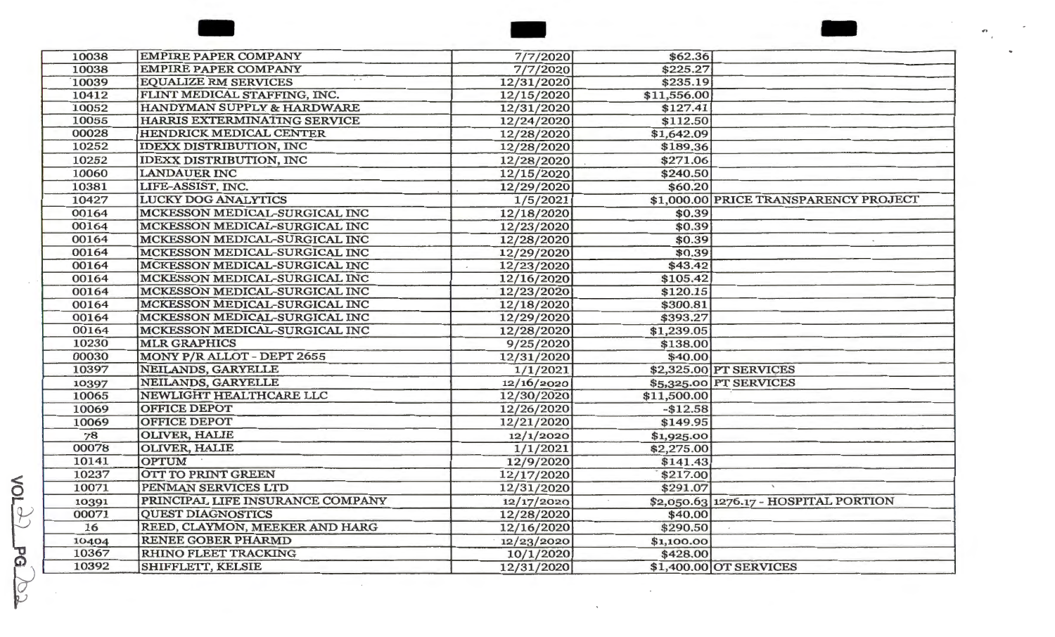| | | | | |
|---|---|---|---|---|
| 10038 | EMPIRE PAPER COMPANY | 7/7/2020 | $62.36 | |
| 10038 | EMPIRE PAPER COMPANY | 7/7/2020 | $225.27 | |
| 10039 | EQUALIZE RM SERVICES | 12/31/2020 | $235.19 | |
| 10412 | FLINT MEDICAL STAFFING, INC. | 12/15/2020 | $11,556.00 | |
| 10052 | HANDYMAN SUPPLY & HARDWARE | 12/31/2020 | $127.41 | |
| 10055 | HARRIS EXTERMINATING SERVICE | 12/24/2020 | $112.50 | |
| 00028 | HENDRICK MEDICAL CENTER | 12/28/2020 | $1,642.09 | |
| 10252 | IDEXX DISTRIBUTION, INC | 12/28/2020 | $189.36 | |
| 10252 | IDEXX DISTRIBUTION, INC | 12/28/2020 | $271.06 | |
| 10060 | LANDAUER INC | 12/15/2020 | $240.50 | |
| 10381 | LIFE-ASSIST, INC. | 12/29/2020 | $60.20 | |
| 10427 | LUCKY DOG ANALYTICS | 1/5/2021 | $1,000.00 | PRICE TRANSPARENCY PROJECT |
| 00164 | MCKESSON MEDICAL-SURGICAL INC | 12/18/2020 | $0.39 | |
| 00164 | MCKESSON MEDICAL-SURGICAL INC | 12/23/2020 | $0.39 | |
| 00164 | MCKESSON MEDICAL-SURGICAL INC | 12/28/2020 | $0.39 | |
| 00164 | MCKESSON MEDICAL-SURGICAL INC | 12/29/2020 | $0.39 | |
| 00164 | MCKESSON MEDICAL-SURGICAL INC | 12/23/2020 | $43.42 | |
| 00164 | MCKESSON MEDICAL-SURGICAL INC | 12/16/2020 | $105.42 | |
| 00164 | MCKESSON MEDICAL-SURGICAL INC | 12/23/2020 | $120.15 | |
| 00164 | MCKESSON MEDICAL-SURGICAL INC | 12/18/2020 | $300.81 | |
| 00164 | MCKESSON MEDICAL-SURGICAL INC | 12/29/2020 | $393.27 | |
| 00164 | MCKESSON MEDICAL-SURGICAL INC | 12/28/2020 | $1,239.05 | |
| 10230 | MLR GRAPHICS | 9/25/2020 | $138.00 | |
| 00030 | MONY P/R ALLOT - DEPT 2655 | 12/31/2020 | $40.00 | |
| 10397 | NEILANDS, GARYELLE | 1/1/2021 | $2,325.00 | PT SERVICES |
| 10397 | NEILANDS, GARYELLE | 12/16/2020 | $5,325.00 | PT SERVICES |
| 10065 | NEWLIGHT HEALTHCARE LLC | 12/30/2020 | $11,500.00 | |
| 10069 | OFFICE DEPOT | 12/26/2020 | -$12.58 | |
| 10069 | OFFICE DEPOT | 12/21/2020 | $149.95 | |
| 78 | OLIVER, HALIE | 12/1/2020 | $1,925.00 | |
| 00078 | OLIVER, HALIE | 1/1/2021 | $2,275.00 | |
| 10141 | OPTUM | 12/9/2020 | $141.43 | |
| 10237 | OTT TO PRINT GREEN | 12/17/2020 | $217.00 | |
| 10071 | PENMAN SERVICES LTD | 12/31/2020 | $291.07 | |
| 10391 | PRINCIPAL LIFE INSURANCE COMPANY | 12/17/2020 | $2,050.63 | 1276.17 - HOSPITAL PORTION |
| 00071 | QUEST DIAGNOSTICS | 12/28/2020 | $40.00 | |
| 16 | REED, CLAYMON, MEEKER AND HARG | 12/16/2020 | $290.50 | |
| 10404 | RENEE GOBER PHARMD | 12/23/2020 | $1,100.00 | |
| 10367 | RHINO FLEET TRACKING | 10/1/2020 | $428.00 | |
| 10392 | SHIFFLETT, KELSIE | 12/31/2020 | $1,400.00 | OT SERVICES |

VOL 22 PG 202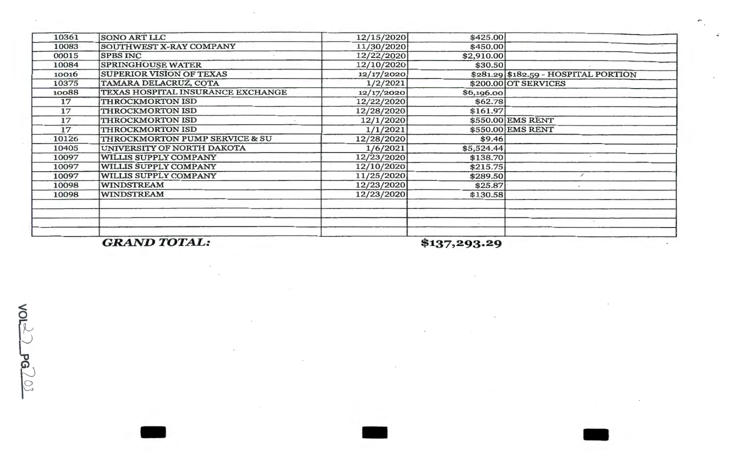| | | | | |
|---|---|---|---|---|
| 10361 | SONO ART LLC | 12/15/2020 | $425.00 | |
| 10083 | SOUTHWEST X-RAY COMPANY | 11/30/2020 | $450.00 | |
| 00015 | SPBS INC | 12/22/2020 | $2,910.00 | |
| 10084 | SPRINGHOUSE WATER | 12/10/2020 | $30.50 | |
| 10016 | SUPERIOR VISION OF TEXAS | 12/17/2020 | $281.29 | $182.59 - HOSPITAL PORTION |
| 10375 | TAMARA DELACRUZ, COTA | 1/2/2021 | $200.00 | OT SERVICES |
| 10088 | TEXAS HOSPITAL INSURANCE EXCHANGE | 12/17/2020 | $6,196.00 | |
| 17 | THROCKMORTON ISD | 12/22/2020 | $62.78 | |
| 17 | THROCKMORTON ISD | 12/28/2020 | $161.97 | |
| 17 | THROCKMORTON ISD | 12/1/2020 | $550.00 | EMS RENT |
| 17 | THROCKMORTON ISD | 1/1/2021 | $550.00 | EMS RENT |
| 10126 | THROCKMORTON PUMP SERVICE & SU | 12/28/2020 | $9.46 | |
| 10405 | UNIVERSITY OF NORTH DAKOTA | 1/6/2021 | $5,524.44 | |
| 10097 | WILLIS SUPPLY COMPANY | 12/23/2020 | $138.70 | |
| 10097 | WILLIS SUPPLY COMPANY | 12/10/2020 | $215.75 | |
| 10097 | WILLIS SUPPLY COMPANY | 11/25/2020 | $289.50 | |
| 10098 | WINDSTREAM | 12/23/2020 | $25.87 | |
| 10098 | WINDSTREAM | 12/23/2020 | $130.58 | |
| | | | | |
| | | | | |
| | | | | |
| | | | | |

***GRAND TOTAL:*** **$137,293.29**

VOL 22 PG 203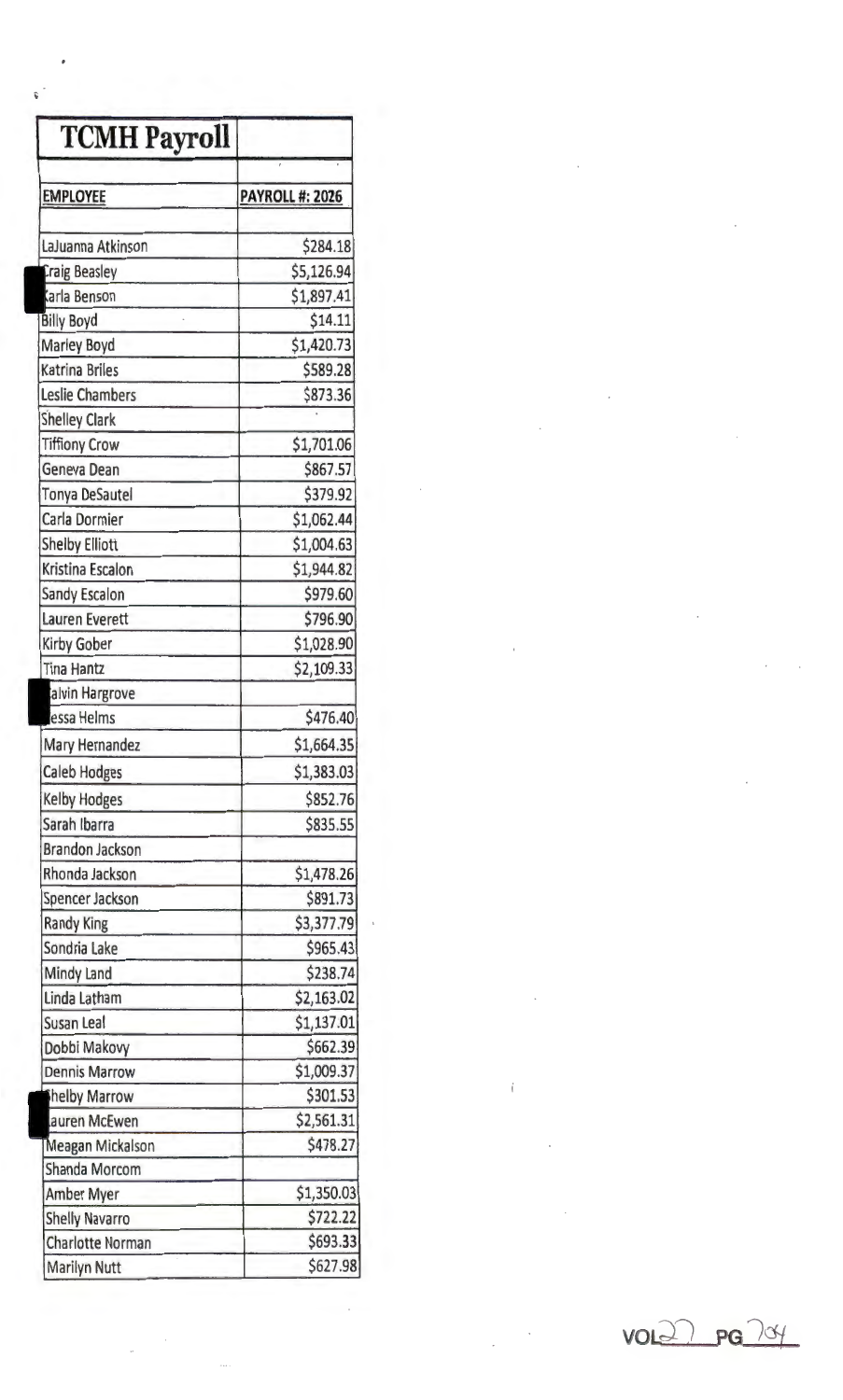| TCMH Payroll | |
|---|---|
| | |
| EMPLOYEE | PAYROLL #: 2026 |
| | |
| LaJuanna Atkinson | $284.18 |
| Craig Beasley | $5,126.94 |
| Karla Benson | $1,897.41 |
| Billy Boyd | $14.11 |
| Marley Boyd | $1,420.73 |
| Katrina Briles | $589.28 |
| Leslie Chambers | $873.36 |
| Shelley Clark | |
| Tiffiony Crow | $1,701.06 |
| Geneva Dean | $867.57 |
| Tonya DeSautel | $379.92 |
| Carla Dormier | $1,062.44 |
| Shelby Elliott | $1,004.63 |
| Kristina Escalon | $1,944.82 |
| Sandy Escalon | $979.60 |
| Lauren Everett | $796.90 |
| Kirby Gober | $1,028.90 |
| Tina Hantz | $2,109.33 |
| Calvin Hargrove | |
| Jessa Helms | $476.40 |
| Mary Hernandez | $1,664.35 |
| Caleb Hodges | $1,383.03 |
| Kelby Hodges | $852.76 |
| Sarah Ibarra | $835.55 |
| Brandon Jackson | |
| Rhonda Jackson | $1,478.26 |
| Spencer Jackson | $891.73 |
| Randy King | $3,377.79 |
| Sondria Lake | $965.43 |
| Mindy Land | $238.74 |
| Linda Latham | $2,163.02 |
| Susan Leal | $1,137.01 |
| Dobbi Makovy | $662.39 |
| Dennis Marrow | $1,009.37 |
| Shelby Marrow | $301.53 |
| Lauren McEwen | $2,561.31 |
| Meagan Mickalson | $478.27 |
| Shanda Morcom | |
| Amber Myer | $1,350.03 |
| Shelly Navarro | $722.22 |
| Charlotte Norman | $693.33 |
| Marilyn Nutt | $627.98 |

VOL 22 PG 704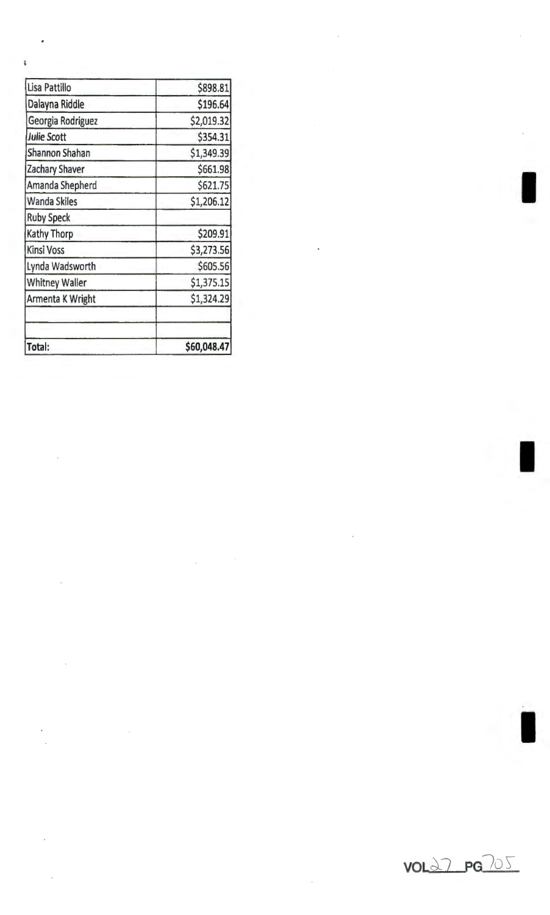| | |
|---|---|
| Lisa Pattillo | $898.81 |
| Dalayna Riddle | $196.64 |
| Georgia Rodriguez | $2,019.32 |
| Julie Scott | $354.31 |
| Shannon Shahan | $1,349.39 |
| Zachary Shaver | $661.98 |
| Amanda Shepherd | $621.75 |
| Wanda Skiles | $1,206.12 |
| Ruby Speck | |
| Kathy Thorp | $209.91 |
| Kinsi Voss | $3,273.56 |
| Lynda Wadsworth | $605.56 |
| Whitney Waller | $1,375.15 |
| Armenta K Wright | $1,324.29 |
| | |
| | |
| **Total:** | **$60,048.47** |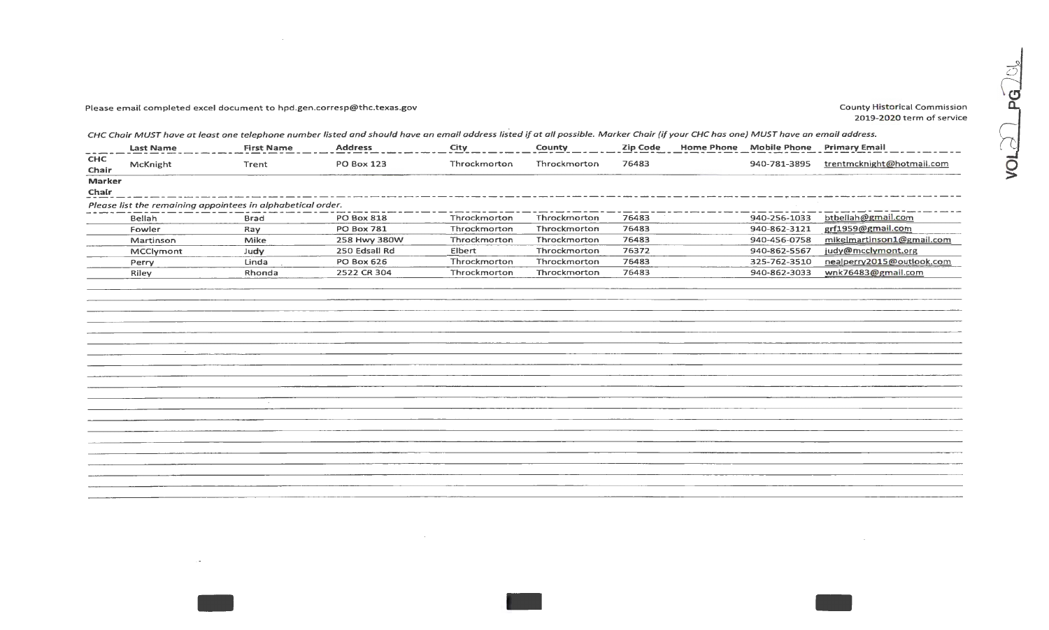Please email completed excel document to hpd.gen.corresp@thc.texas.gov

County Historical Commission
2019-2020 term of service

*CHC Chair MUST have at least one telephone number listed and should have an email address listed if at all possible. Marker Chair (if your CHC has one) MUST have an email address.*

| | Last Name | First Name | Address | City | County | Zip Code | Home Phone | Mobile Phone | Primary Email |
|---|---|---|---|---|---|---|---|---|---|
| CHC Chair | McKnight | Trent | PO Box 123 | Throckmorton | Throckmorton | 76483 | | 940-781-3895 | trentmcknight@hotmail.com |
| Marker Chair | | | | | | | | | |
| *Please list the remaining appointees in alphabetical order.* | | | | | | | | | |
| | Bellah | Brad | PO Box 818 | Throckmorton | Throckmorton | 76483 | | 940-256-1033 | btbellah@gmail.com |
| | Fowler | Ray | PO Box 781 | Throckmorton | Throckmorton | 76483 | | 940-862-3121 | grf1959@gmail.com |
| | Martinson | Mike | 258 Hwy 380W | Throckmorton | Throckmorton | 76483 | | 940-456-0758 | mikelmartinson1@gmail.com |
| | MCClymont | Judy | 250 Edsall Rd | Elbert | Throckmorton | 76372 | | 940-862-5567 | judy@mcclymont.org |
| | Perry | Linda | PO Box 626 | Throckmorton | Throckmorton | 76483 | | 325-762-3510 | nealperry2015@outlook.com |
| | Riley | Rhonda | 2522 CR 304 | Throckmorton | Throckmorton | 76483 | | 940-862-3033 | wnk76483@gmail.com |

VOL 22 PG 26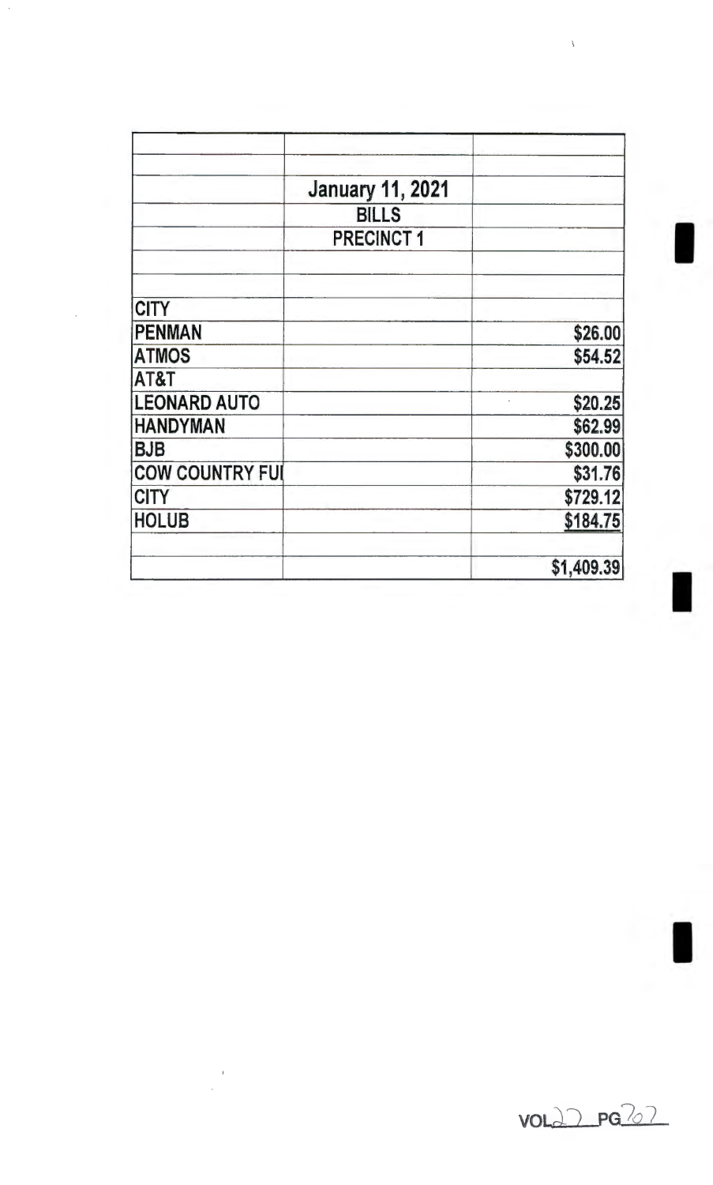| | | |
|---|---|---|
| | | |
| | January 11, 2021 | |
| | BILLS | |
| | PRECINCT 1 | |
| | | |
| | | |
| CITY | | |
| PENMAN | | $26.00 |
| ATMOS | | $54.52 |
| AT&T | | |
| LEONARD AUTO | | $20.25 |
| HANDYMAN | | $62.99 |
| BJB | | $300.00 |
| COW COUNTRY FU | | $31.76 |
| CITY | | $729.12 |
| HOLUB | | $184.75 |
| | | |
| | | $1,409.39 |

VOL 22 PG 202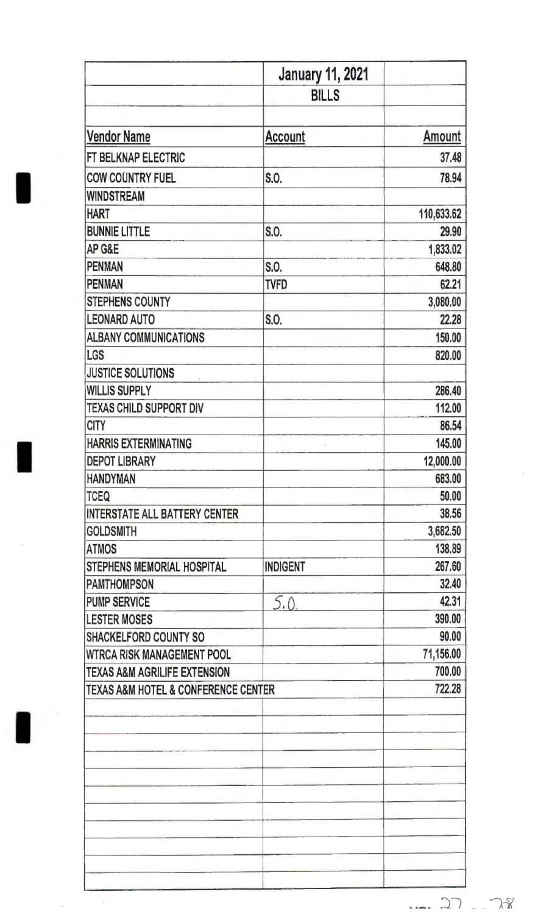| | January 11, 2021 | |
|---|---|---|
| | BILLS | |
| | | |
| **Vendor Name** | **Account** | **Amount** |
| FT BELKNAP ELECTRIC | | 37.48 |
| COW COUNTRY FUEL | S.O. | 78.94 |
| WINDSTREAM | | |
| HART | | 110,633.62 |
| BUNNIE LITTLE | S.O. | 29.90 |
| AP G&E | | 1,833.02 |
| PENMAN | S.O. | 648.80 |
| PENMAN | TVFD | 62.21 |
| STEPHENS COUNTY | | 3,080.00 |
| LEONARD AUTO | S.O. | 22.28 |
| ALBANY COMMUNICATIONS | | 150.00 |
| LGS | | 820.00 |
| JUSTICE SOLUTIONS | | |
| WILLIS SUPPLY | | 286.40 |
| TEXAS CHILD SUPPORT DIV | | 112.00 |
| CITY | | 86.54 |
| HARRIS EXTERMINATING | | 145.00 |
| DEPOT LIBRARY | | 12,000.00 |
| HANDYMAN | | 683.00 |
| TCEQ | | 50.00 |
| INTERSTATE ALL BATTERY CENTER | | 38.56 |
| GOLDSMITH | | 3,682.50 |
| ATMOS | | 138.89 |
| STEPHENS MEMORIAL HOSPITAL | INDIGENT | 267.60 |
| PAMTHOMPSON | | 32.40 |
| PUMP SERVICE | S.O. | 42.31 |
| LESTER MOSES | | 390.00 |
| SHACKELFORD COUNTY SO | | 90.00 |
| WTRCA RISK MANAGEMENT POOL | | 71,156.00 |
| TEXAS A&M AGRILIFE EXTENSION | | 700.00 |
| TEXAS A&M HOTEL & CONFERENCE CENTER | | 722.28 |

VOL 27 - 78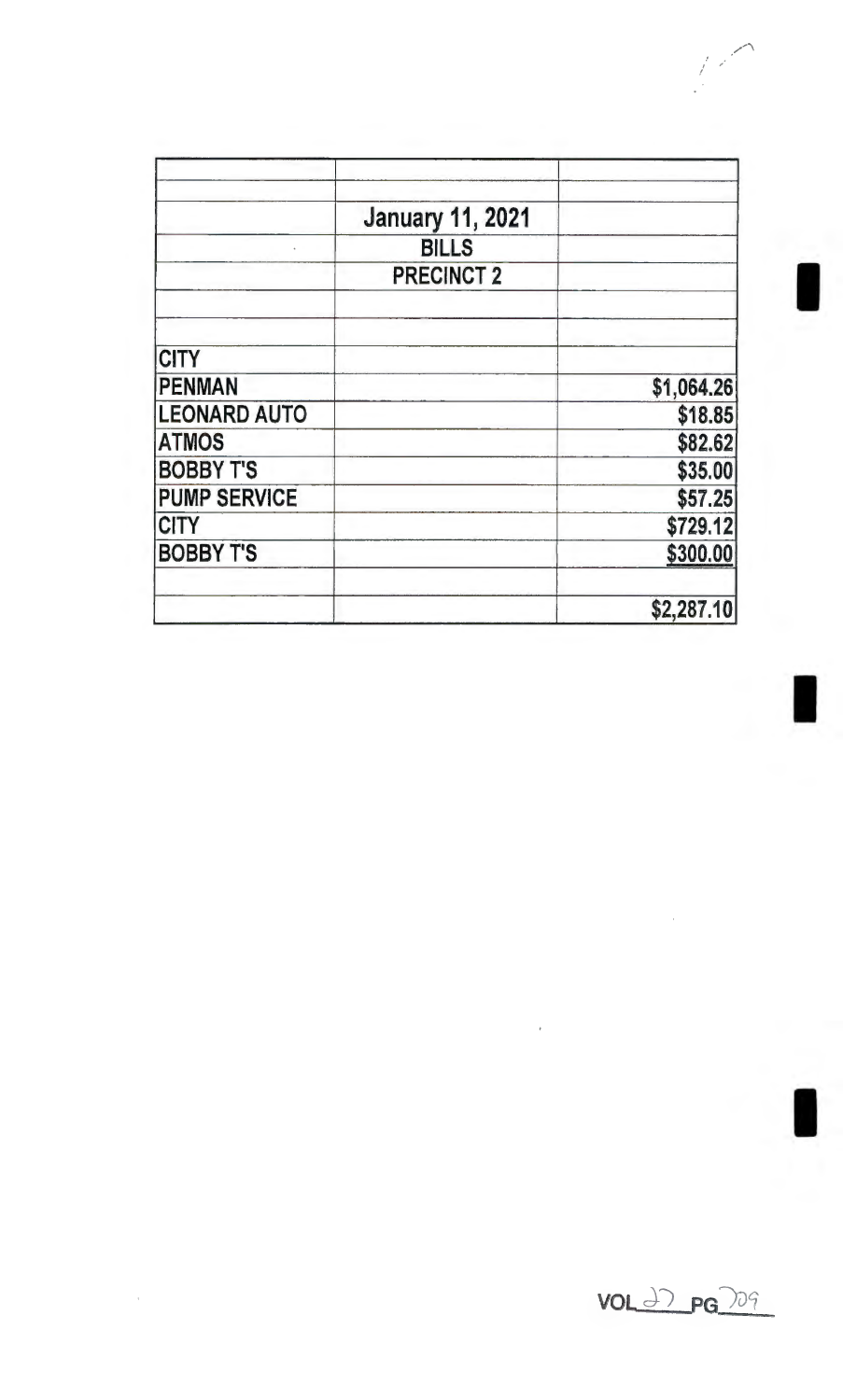| | January 11, 2021 | |
|---|---|---|
| | BILLS | |
| | PRECINCT 2 | |
| | | |
| | | |
| CITY | | |
| PENMAN | | $1,064.26 |
| LEONARD AUTO | | $18.85 |
| ATMOS | | $82.62 |
| BOBBY T'S | | $35.00 |
| PUMP SERVICE | | $57.25 |
| CITY | | $729.12 |
| BOBBY T'S | | $300.00 |
| | | |
| | | $2,287.10 |

VOL 27 PG 209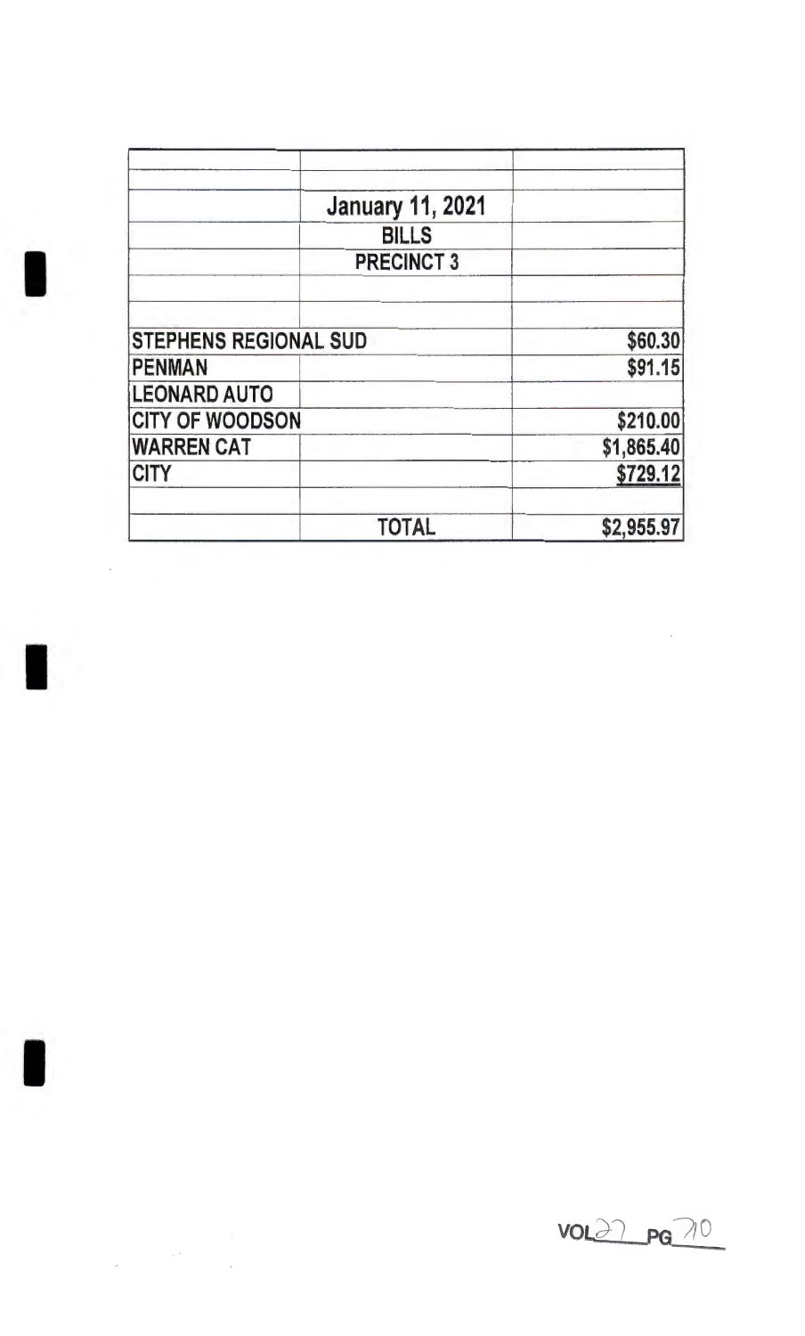| | | |
|---|---|---|
| | | |
| | | |
| | January 11, 2021 | |
| | BILLS | |
| | PRECINCT 3 | |
| | | |
| | | |
| STEPHENS REGIONAL SUD | | $60.30 |
| PENMAN | | $91.15 |
| LEONARD AUTO | | |
| CITY OF WOODSON | | $210.00 |
| WARREN CAT | | $1,865.40 |
| CITY | | $729.12 |
| | | |
| | TOTAL | $2,955.97 |

VOL 27 PG 710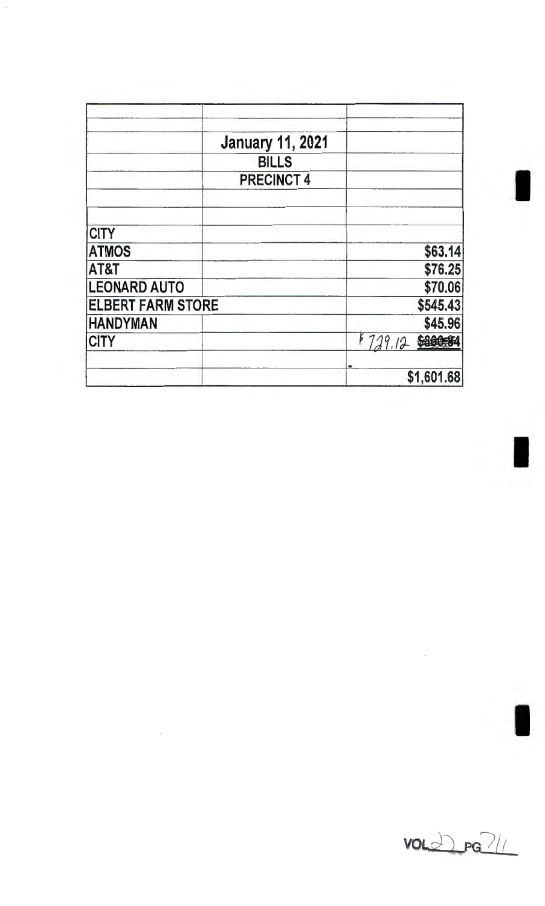| | | |
|---|---|---|
| | | |
| | January 11, 2021 | |
| | BILLS | |
| | PRECINCT 4 | |
| | | |
| | | |
| CITY | | |
| ATMOS | | $63.14 |
| AT&T | | $76.25 |
| LEONARD AUTO | | $70.06 |
| ELBERT FARM STORE | | $545.43 |
| HANDYMAN | | $45.96 |
| CITY | | $729.12 ~~$800.84~~ |
| | | |
| | | $1,601.68 |

VOL 22 PG 211